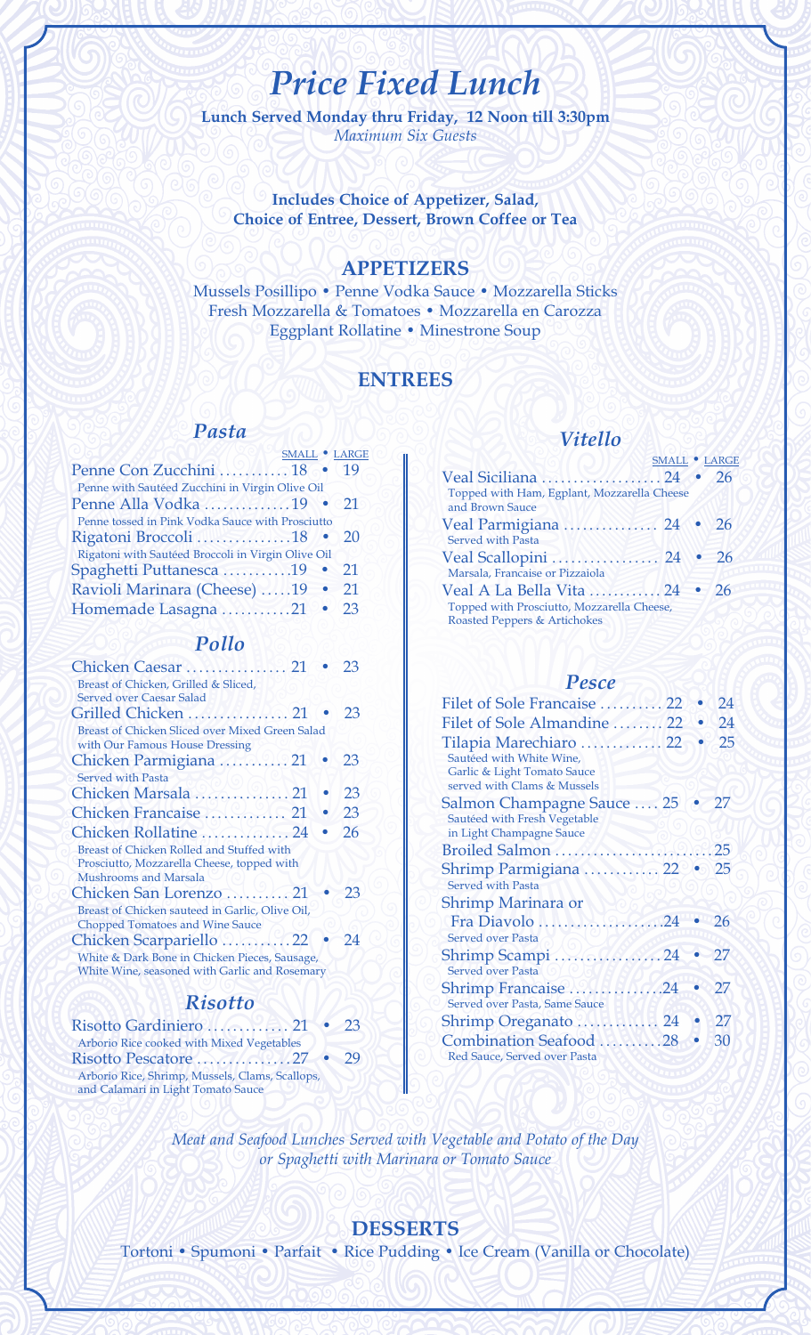# *Price Fixed Lunch*

**Lunch Served Monday thru Friday, 12 Noon till 3:30pm**
*Maximum Six Guests*

**Includes Choice of Appetizer, Salad,**
**Choice of Entree, Dessert, Brown Coffee or Tea**

## APPETIZERS

Mussels Posillipo • Penne Vodka Sauce • Mozzarella Sticks
Fresh Mozzarella & Tomatoes • Mozzarella en Carozza
Eggplant Rollatine • Minestrone Soup

## ENTREES

### *Pasta*

| | SMALL | LARGE |
|---|---|---|
| Penne Con Zucchini<br>Penne with Sautéed Zucchini in Virgin Olive Oil | 18 | 19 |
| Penne Alla Vodka<br>Penne tossed in Pink Vodka Sauce with Prosciutto | 19 | 21 |
| Rigatoni Broccoli<br>Rigatoni with Sautéed Broccoli in Virgin Olive Oil | 18 | 20 |
| Spaghetti Puttanesca | 19 | 21 |
| Ravioli Marinara (Cheese) | 19 | 21 |
| Homemade Lasagna | 21 | 23 |

### *Pollo*

| | SMALL | LARGE |
|---|---|---|
| Chicken Caesar<br>Breast of Chicken, Grilled & Sliced, Served over Caesar Salad | 21 | 23 |
| Grilled Chicken<br>Breast of Chicken Sliced over Mixed Green Salad with Our Famous House Dressing | 21 | 23 |
| Chicken Parmigiana<br>Served with Pasta | 21 | 23 |
| Chicken Marsala | 21 | 23 |
| Chicken Francaise | 21 | 23 |
| Chicken Rollatine<br>Breast of Chicken Rolled and Stuffed with Prosciutto, Mozzarella Cheese, topped with Mushrooms and Marsala | 24 | 26 |
| Chicken San Lorenzo<br>Breast of Chicken sauteed in Garlic, Olive Oil, Chopped Tomatoes and Wine Sauce | 21 | 23 |
| Chicken Scarpariello<br>White & Dark Bone in Chicken Pieces, Sausage, White Wine, seasoned with Garlic and Rosemary | 22 | 24 |

### *Risotto*

| | SMALL | LARGE |
|---|---|---|
| Risotto Gardiniero<br>Arborio Rice cooked with Mixed Vegetables | 21 | 23 |
| Risotto Pescatore<br>Arborio Rice, Shrimp, Mussels, Clams, Scallops, and Calamari in Light Tomato Sauce | 27 | 29 |

### *Vitello*

| | SMALL | LARGE |
|---|---|---|
| Veal Siciliana<br>Topped with Ham, Egplant, Mozzarella Cheese and Brown Sauce | 24 | 26 |
| Veal Parmigiana<br>Served with Pasta | 24 | 26 |
| Veal Scallopini<br>Marsala, Francaise or Pizzaiola | 24 | 26 |
| Veal A La Bella Vita<br>Topped with Prosciutto, Mozzarella Cheese, Roasted Peppers & Artichokes | 24 | 26 |

### *Pesce*

| | SMALL | LARGE |
|---|---|---|
| Filet of Sole Francaise | 22 | 24 |
| Filet of Sole Almandine | 22 | 24 |
| Tilapia Marechiaro<br>Sautéed with White Wine, Garlic & Light Tomato Sauce served with Clams & Mussels | 22 | 25 |
| Salmon Champagne Sauce<br>Sautéed with Fresh Vegetable in Light Champagne Sauce | 25 | 27 |
| Broiled Salmon | | 25 |
| Shrimp Parmigiana<br>Served with Pasta | 22 | 25 |
| Shrimp Marinara or Fra Diavolo<br>Served over Pasta | 24 | 26 |
| Shrimp Scampi<br>Served over Pasta | 24 | 27 |
| Shrimp Francaise<br>Served over Pasta, Same Sauce | 24 | 27 |
| Shrimp Oreganato | 24 | 27 |
| Combination Seafood<br>Red Sauce, Served over Pasta | 28 | 30 |

*Meat and Seafood Lunches Served with Vegetable and Potato of the Day or Spaghetti with Marinara or Tomato Sauce*

## DESSERTS

Tortoni • Spumoni • Parfait • Rice Pudding • Ice Cream (Vanilla or Chocolate)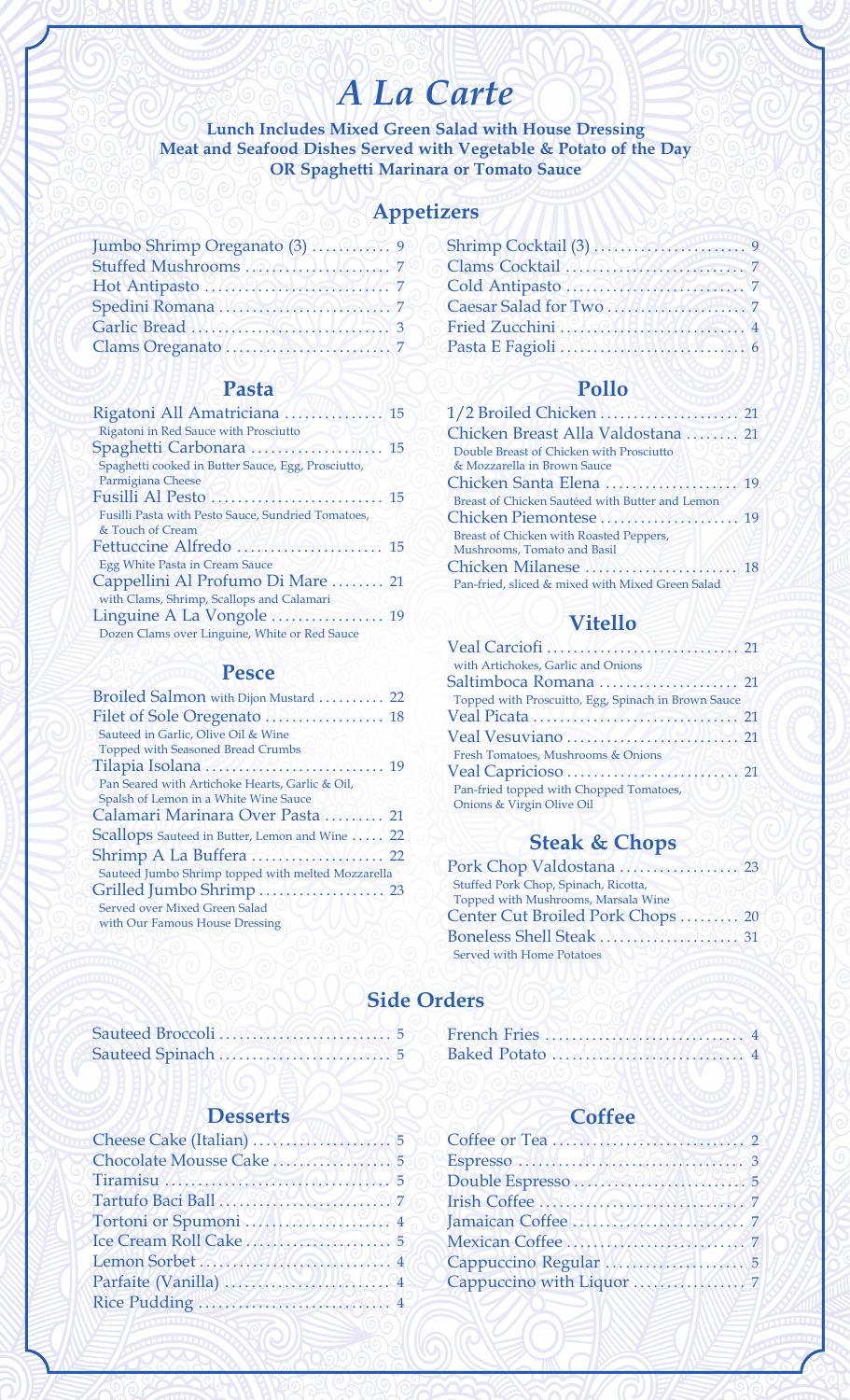# A La Carte

**Lunch Includes Mixed Green Salad with House Dressing**
**Meat and Seafood Dishes Served with Vegetable & Potato of the Day**
**OR Spaghetti Marinara or Tomato Sauce**

## Appetizers

Jumbo Shrimp Oreganato (3) ............ 9
Stuffed Mushrooms ...................... 7
Hot Antipasto ........................... 7
Spedini Romana .......................... 7
Garlic Bread ............................ 3
Clams Oreganato ......................... 7

Shrimp Cocktail (3) ..................... 9
Clams Cocktail .......................... 7
Cold Antipasto .......................... 7
Caesar Salad for Two .................... 7
Fried Zucchini .......................... 4
Pasta E Fagioli ......................... 6

## Pasta

Rigatoni All Amatriciana ............... 15
Rigatoni in Red Sauce with Prosciutto

Spaghetti Carbonara .................... 15
Spaghetti cooked in Butter Sauce, Egg, Prosciutto, Parmigiana Cheese

Fusilli Al Pesto ....................... 15
Fusilli Pasta with Pesto Sauce, Sundried Tomatoes, & Touch of Cream

Fettuccine Alfredo ..................... 15
Egg White Pasta in Cream Sauce

Cappellini Al Profumo Di Mare .......... 21
with Clams, Shrimp, Scallops and Calamari

Linguine A La Vongole .................. 19
Dozen Clams over Linguine, White or Red Sauce

## Pesce

Broiled Salmon with Dijon Mustard ...... 22

Filet of Sole Oregenato ................ 18
Sauteed in Garlic, Olive Oil & Wine
Topped with Seasoned Bread Crumbs

Tilapia Isolana ........................ 19
Pan Seared with Artichoke Hearts, Garlic & Oil, Spalsh of Lemon in a White Wine Sauce

Calamari Marinara Over Pasta ........... 21

Scallops Sauteed in Butter, Lemon and Wine ..... 22

Shrimp A La Buffera .................... 22
Sauteed Jumbo Shrimp topped with melted Mozzarella

Grilled Jumbo Shrimp ................... 23
Served over Mixed Green Salad with Our Famous House Dressing

## Pollo

1/2 Broiled Chicken .................... 21

Chicken Breast Alla Valdostana ......... 21
Double Breast of Chicken with Prosciutto & Mozzarella in Brown Sauce

Chicken Santa Elena .................... 19
Breast of Chicken Sautéed with Butter and Lemon

Chicken Piemontese ..................... 19
Breast of Chicken with Roasted Peppers, Mushrooms, Tomato and Basil

Chicken Milanese ....................... 18
Pan-fried, sliced & mixed with Mixed Green Salad

## Vitello

Veal Carciofi .......................... 21
with Artichokes, Garlic and Onions

Saltimboca Romana ...................... 21
Topped with Proscuitto, Egg, Spinach in Brown Sauce

Veal Picata ............................ 21

Veal Vesuviano ......................... 21
Fresh Tomatoes, Mushrooms & Onions

Veal Capricioso ........................ 21
Pan-fried topped with Chopped Tomatoes, Onions & Virgin Olive Oil

## Steak & Chops

Pork Chop Valdostana ................... 23
Stuffed Pork Chop, Spinach, Ricotta, Topped with Mushrooms, Marsala Wine

Center Cut Broiled Pork Chops .......... 20

Boneless Shell Steak ................... 31
Served with Home Potatoes

## Side Orders

Sauteed Broccoli ....................... 5
Sauteed Spinach ........................ 5
French Fries ........................... 4
Baked Potato ........................... 4

## Desserts

Cheese Cake (Italian) .................. 5
Chocolate Mousse Cake .................. 5
Tiramisu ............................... 5
Tartufo Baci Ball ...................... 7
Tortoni or Spumoni ..................... 4
Ice Cream Roll Cake .................... 5
Lemon Sorbet ........................... 4
Parfaite (Vanilla) ..................... 4
Rice Pudding ........................... 4

## Coffee

Coffee or Tea .......................... 2
Espresso ............................... 3
Double Espresso ........................ 5
Irish Coffee ........................... 7
Jamaican Coffee ........................ 7
Mexican Coffee ......................... 7
Cappuccino Regular ..................... 5
Cappuccino with Liquor ................. 7